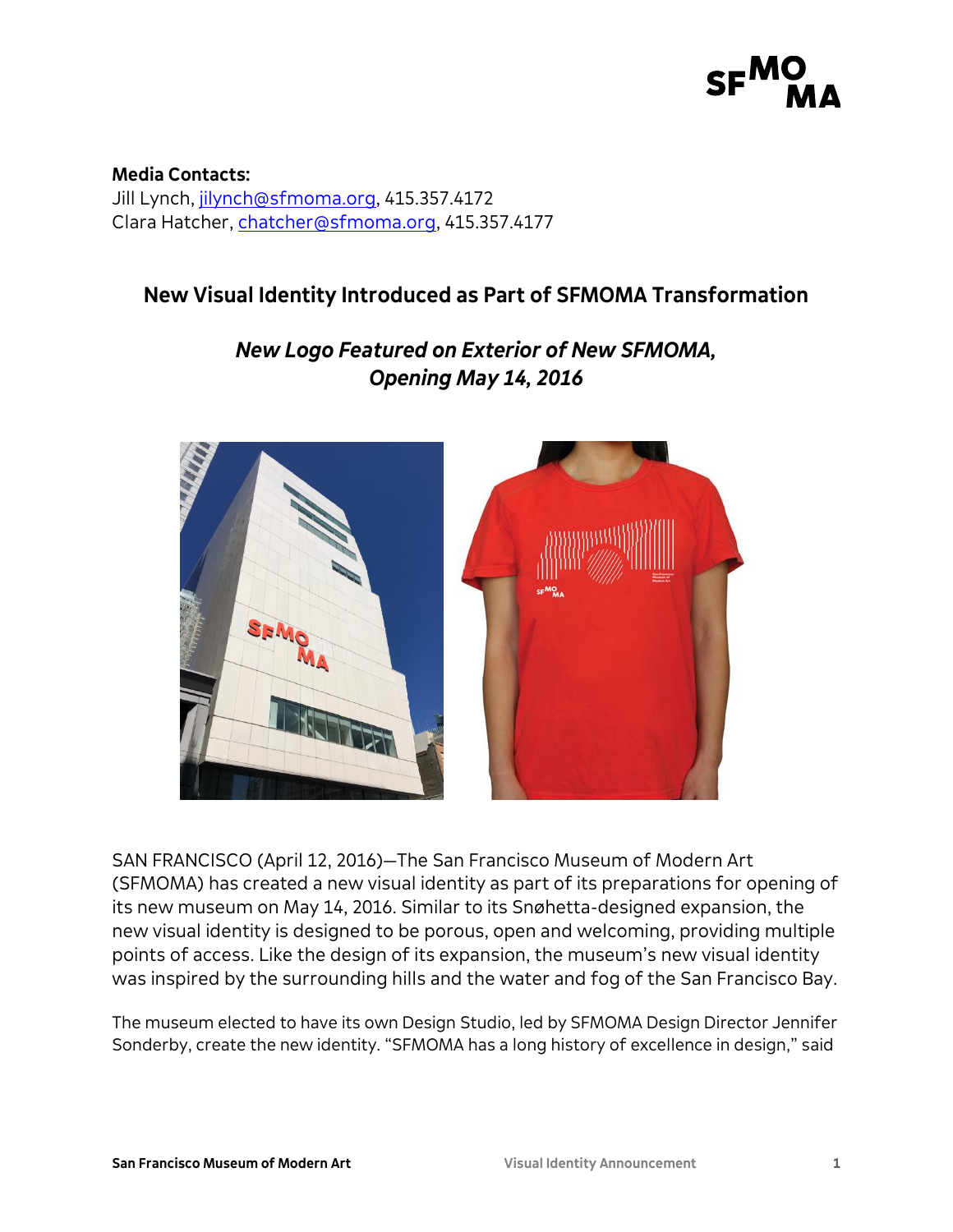**Media Contacts:**
Jill Lynch, jilynch@sfmoma.org, 415.357.4172
Clara Hatcher, chatcher@sfmoma.org, 415.357.4177

## New Visual Identity Introduced as Part of SFMOMA Transformation

### *New Logo Featured on Exterior of New SFMOMA, Opening May 14, 2016*

SAN FRANCISCO (April 12, 2016)—The San Francisco Museum of Modern Art (SFMOMA) has created a new visual identity as part of its preparations for opening of its new museum on May 14, 2016. Similar to its Snøhetta-designed expansion, the new visual identity is designed to be porous, open and welcoming, providing multiple points of access. Like the design of its expansion, the museum's new visual identity was inspired by the surrounding hills and the water and fog of the San Francisco Bay.

The museum elected to have its own Design Studio, led by SFMOMA Design Director Jennifer Sonderby, create the new identity. "SFMOMA has a long history of excellence in design," said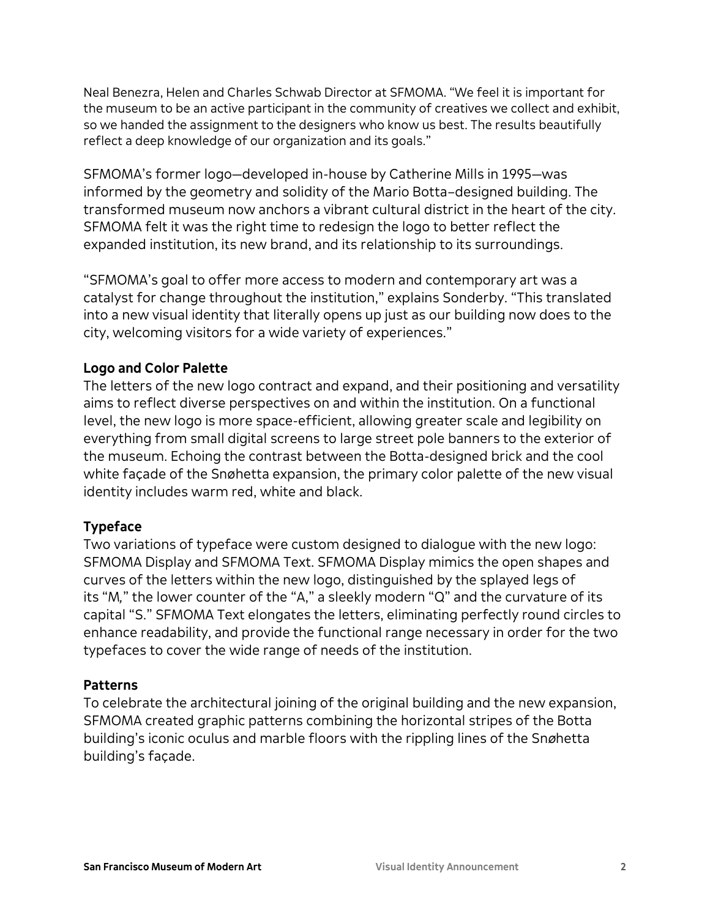Neal Benezra, Helen and Charles Schwab Director at SFMOMA. "We feel it is important for the museum to be an active participant in the community of creatives we collect and exhibit, so we handed the assignment to the designers who know us best. The results beautifully reflect a deep knowledge of our organization and its goals."

SFMOMA's former logo—developed in-house by Catherine Mills in 1995—was informed by the geometry and solidity of the Mario Botta–designed building. The transformed museum now anchors a vibrant cultural district in the heart of the city. SFMOMA felt it was the right time to redesign the logo to better reflect the expanded institution, its new brand, and its relationship to its surroundings.

"SFMOMA's goal to offer more access to modern and contemporary art was a catalyst for change throughout the institution," explains Sonderby. "This translated into a new visual identity that literally opens up just as our building now does to the city, welcoming visitors for a wide variety of experiences."

**Logo and Color Palette**

The letters of the new logo contract and expand, and their positioning and versatility aims to reflect diverse perspectives on and within the institution. On a functional level, the new logo is more space-efficient, allowing greater scale and legibility on everything from small digital screens to large street pole banners to the exterior of the museum. Echoing the contrast between the Botta-designed brick and the cool white façade of the Snøhetta expansion, the primary color palette of the new visual identity includes warm red, white and black.

**Typeface**

Two variations of typeface were custom designed to dialogue with the new logo: SFMOMA Display and SFMOMA Text. SFMOMA Display mimics the open shapes and curves of the letters within the new logo, distinguished by the splayed legs of its "M," the lower counter of the "A," a sleekly modern "Q" and the curvature of its capital "S." SFMOMA Text elongates the letters, eliminating perfectly round circles to enhance readability, and provide the functional range necessary in order for the two typefaces to cover the wide range of needs of the institution.

**Patterns**

To celebrate the architectural joining of the original building and the new expansion, SFMOMA created graphic patterns combining the horizontal stripes of the Botta building's iconic oculus and marble floors with the rippling lines of the Snøhetta building's façade.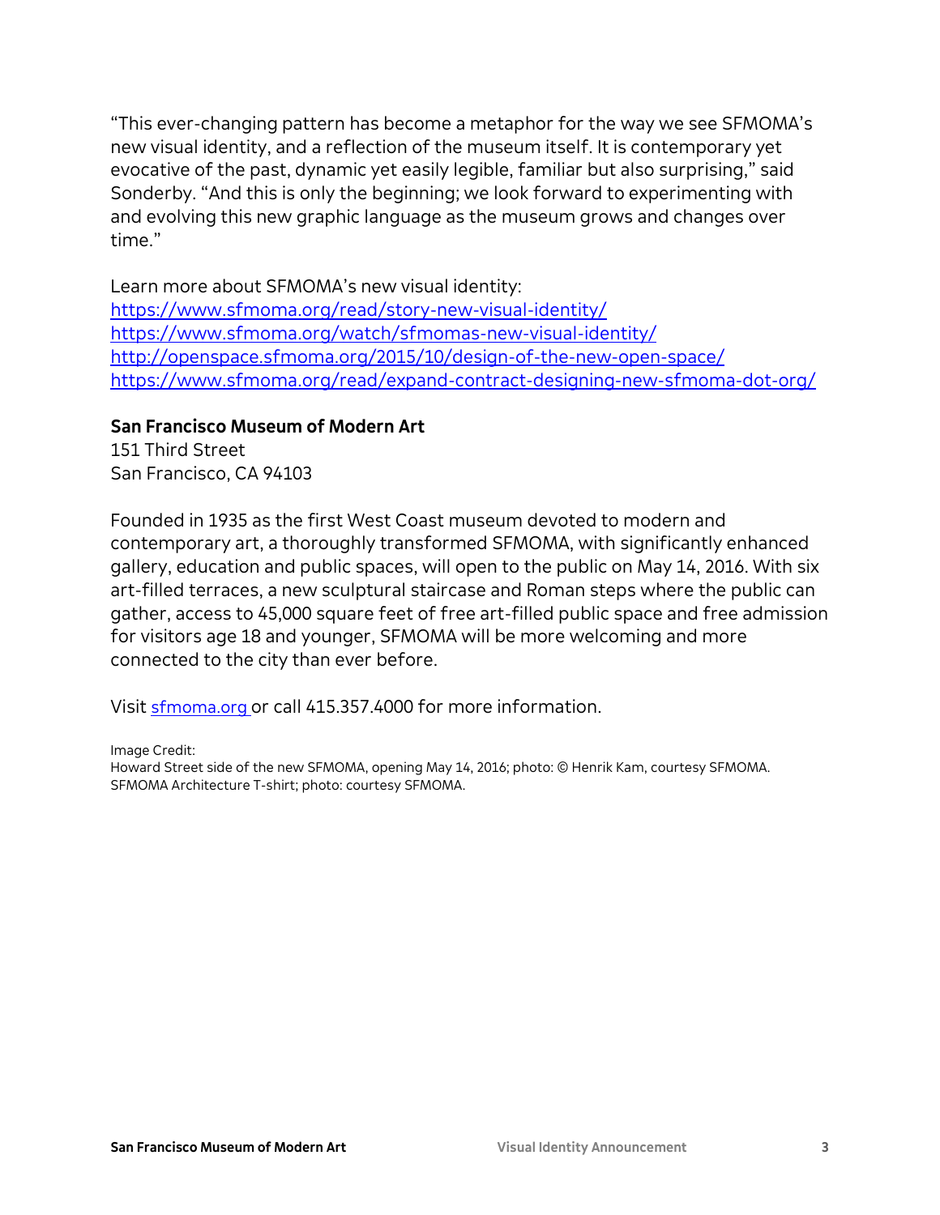“This ever-changing pattern has become a metaphor for the way we see SFMOMA’s new visual identity, and a reflection of the museum itself. It is contemporary yet evocative of the past, dynamic yet easily legible, familiar but also surprising,” said Sonderby. “And this is only the beginning; we look forward to experimenting with and evolving this new graphic language as the museum grows and changes over time.”

Learn more about SFMOMA’s new visual identity:
https://www.sfmoma.org/read/story-new-visual-identity/
https://www.sfmoma.org/watch/sfmomas-new-visual-identity/
http://openspace.sfmoma.org/2015/10/design-of-the-new-open-space/
https://www.sfmoma.org/read/expand-contract-designing-new-sfmoma-dot-org/

**San Francisco Museum of Modern Art**
151 Third Street
San Francisco, CA 94103

Founded in 1935 as the first West Coast museum devoted to modern and contemporary art, a thoroughly transformed SFMOMA, with significantly enhanced gallery, education and public spaces, will open to the public on May 14, 2016. With six art-filled terraces, a new sculptural staircase and Roman steps where the public can gather, access to 45,000 square feet of free art-filled public space and free admission for visitors age 18 and younger, SFMOMA will be more welcoming and more connected to the city than ever before.

Visit sfmoma.org or call 415.357.4000 for more information.

Image Credit:
Howard Street side of the new SFMOMA, opening May 14, 2016; photo: © Henrik Kam, courtesy SFMOMA.
SFMOMA Architecture T-shirt; photo: courtesy SFMOMA.